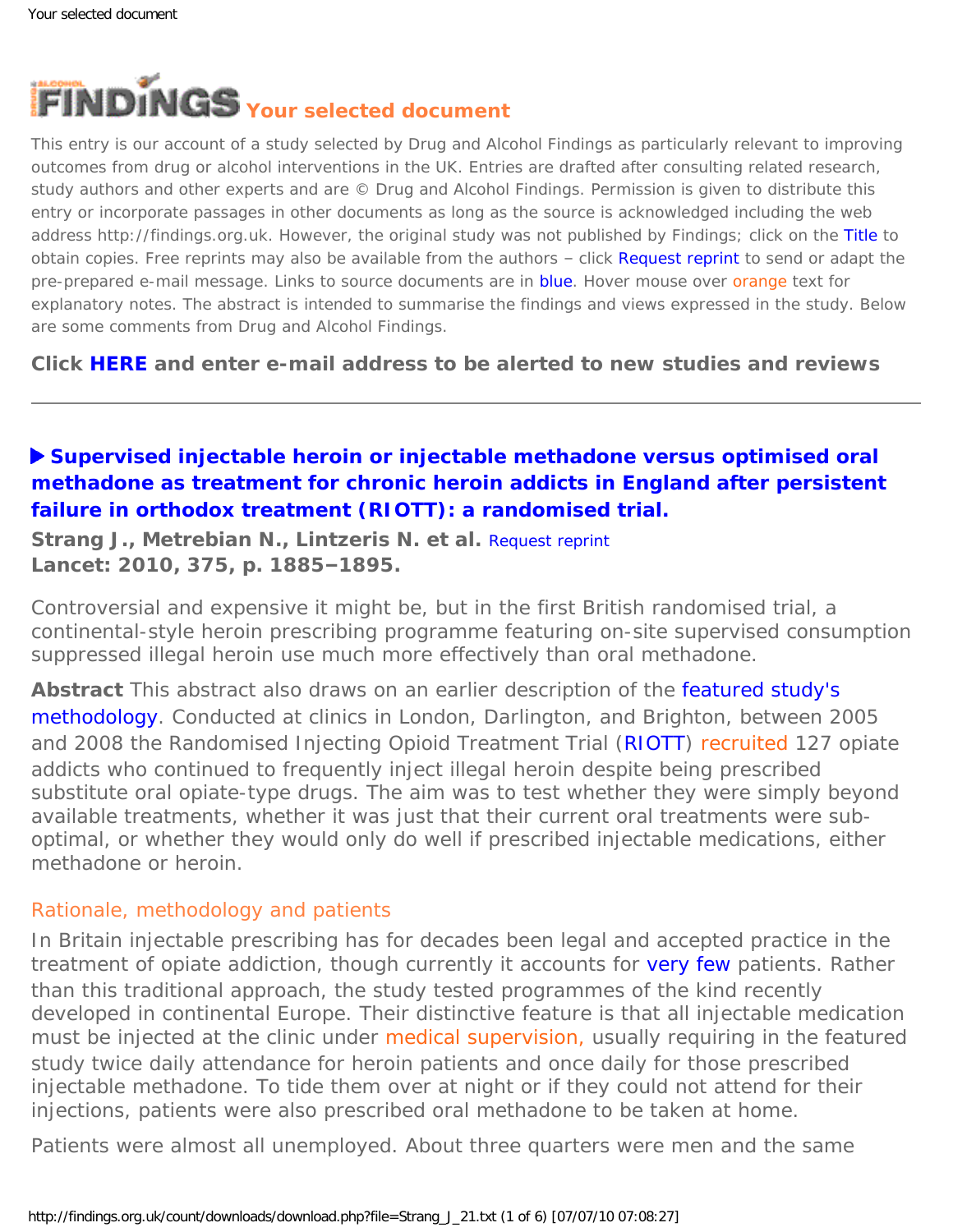# FINDINGS Your selected document

This entry is our account of a study selected by Drug and Alcohol Findings as particularly relevant to improving outcomes from drug or alcohol interventions in the UK. Entries are drafted after consulting related research, study authors and other experts and are © Drug and Alcohol Findings. Permission is given to distribute this entry or incorporate passages in other documents as long as the source is acknowledged including the web address http://findings.org.uk. However, the original study was not published by Findings; click on the Title to obtain copies. Free reprints may also be available from the authors – click Request reprint to send or adapt the pre-prepared e-mail message. Links to source documents are in blue. Hover mouse over orange text for explanatory notes. The abstract is intended to summarise the findings and views expressed in the study. Below are some comments from Drug and Alcohol Findings.

**Click HERE and enter e-mail address to be alerted to new studies and reviews**

---

## ▶ Supervised injectable heroin or injectable methadone versus optimised oral methadone as treatment for chronic heroin addicts in England after persistent failure in orthodox treatment (RIOTT): a randomised trial.

**Strang J., Metrebian N., Lintzeris N. et al.** Request reprint
**Lancet: 2010, 375, p. 1885–1895.**

Controversial and expensive it might be, but in the first British randomised trial, a continental-style heroin prescribing programme featuring on-site supervised consumption suppressed illegal heroin use much more effectively than oral methadone.

**Abstract** This abstract also draws on an earlier description of the featured study's methodology. Conducted at clinics in London, Darlington, and Brighton, between 2005 and 2008 the Randomised Injecting Opioid Treatment Trial (RIOTT) recruited 127 opiate addicts who continued to frequently inject illegal heroin despite being prescribed substitute oral opiate-type drugs. The aim was to test whether they were simply beyond available treatments, whether it was just that their current oral treatments were sub-optimal, or whether they would only do well if prescribed injectable medications, either methadone or heroin.

### Rationale, methodology and patients

In Britain injectable prescribing has for decades been legal and accepted practice in the treatment of opiate addiction, though currently it accounts for very few patients. Rather than this traditional approach, the study tested programmes of the kind recently developed in continental Europe. Their distinctive feature is that all injectable medication must be injected at the clinic under medical supervision, usually requiring in the featured study twice daily attendance for heroin patients and once daily for those prescribed injectable methadone. To tide them over at night or if they could not attend for their injections, patients were also prescribed oral methadone to be taken at home.

Patients were almost all unemployed. About three quarters were men and the same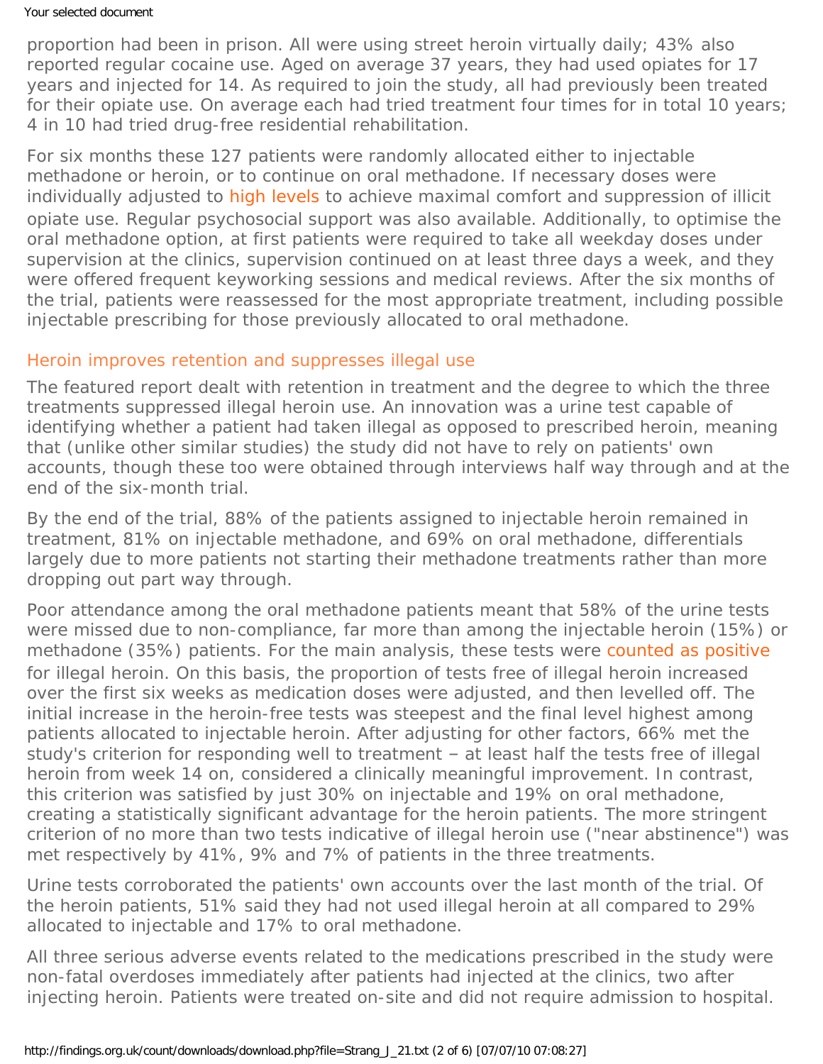proportion had been in prison. All were using street heroin virtually daily; 43% also reported regular cocaine use. Aged on average 37 years, they had used opiates for 17 years and injected for 14. As required to join the study, all had previously been treated for their opiate use. On average each had tried treatment four times for in total 10 years; 4 in 10 had tried drug-free residential rehabilitation.

For six months these 127 patients were randomly allocated either to injectable methadone or heroin, or to continue on oral methadone. If necessary doses were individually adjusted to high levels to achieve maximal comfort and suppression of illicit opiate use. Regular psychosocial support was also available. Additionally, to optimise the oral methadone option, at first patients were required to take all weekday doses under supervision at the clinics, supervision continued on at least three days a week, and they were offered frequent keyworking sessions and medical reviews. After the six months of the trial, patients were reassessed for the most appropriate treatment, including possible injectable prescribing for those previously allocated to oral methadone.

## Heroin improves retention and suppresses illegal use

The featured report dealt with retention in treatment and the degree to which the three treatments suppressed illegal heroin use. An innovation was a urine test capable of identifying whether a patient had taken illegal as opposed to prescribed heroin, meaning that (unlike other similar studies) the study did not have to rely on patients' own accounts, though these too were obtained through interviews half way through and at the end of the six-month trial.

By the end of the trial, 88% of the patients assigned to injectable heroin remained in treatment, 81% on injectable methadone, and 69% on oral methadone, differentials largely due to more patients not starting their methadone treatments rather than more dropping out part way through.

Poor attendance among the oral methadone patients meant that 58% of the urine tests were missed due to non-compliance, far more than among the injectable heroin (15%) or methadone (35%) patients. For the main analysis, these tests were counted as positive for illegal heroin. On this basis, the proportion of tests free of illegal heroin increased over the first six weeks as medication doses were adjusted, and then levelled off. The initial increase in the heroin-free tests was steepest and the final level highest among patients allocated to injectable heroin. After adjusting for other factors, 66% met the study's criterion for responding well to treatment – at least half the tests free of illegal heroin from week 14 on, considered a clinically meaningful improvement. In contrast, this criterion was satisfied by just 30% on injectable and 19% on oral methadone, creating a statistically significant advantage for the heroin patients. The more stringent criterion of no more than two tests indicative of illegal heroin use ("near abstinence") was met respectively by 41%, 9% and 7% of patients in the three treatments.

Urine tests corroborated the patients' own accounts over the last month of the trial. Of the heroin patients, 51% said they had not used illegal heroin at all compared to 29% allocated to injectable and 17% to oral methadone.

All three serious adverse events related to the medications prescribed in the study were non-fatal overdoses immediately after patients had injected at the clinics, two after injecting heroin. Patients were treated on-site and did not require admission to hospital.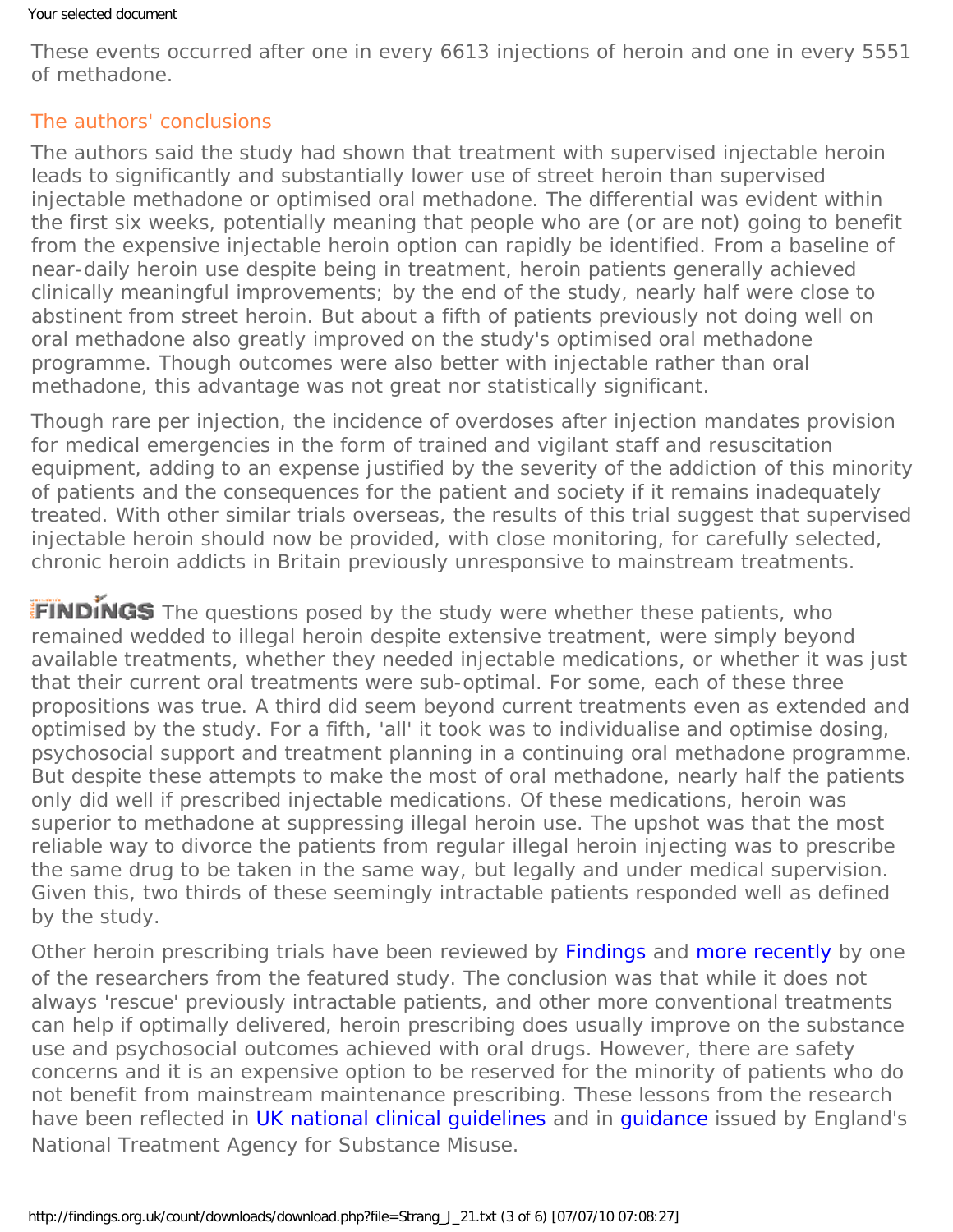These events occurred after one in every 6613 injections of heroin and one in every 5551 of methadone.

## The authors' conclusions

The authors said the study had shown that treatment with supervised injectable heroin leads to significantly and substantially lower use of street heroin than supervised injectable methadone or optimised oral methadone. The differential was evident within the first six weeks, potentially meaning that people who are (or are not) going to benefit from the expensive injectable heroin option can rapidly be identified. From a baseline of near-daily heroin use despite being in treatment, heroin patients generally achieved clinically meaningful improvements; by the end of the study, nearly half were close to abstinent from street heroin. But about a fifth of patients previously not doing well on oral methadone also greatly improved on the study's optimised oral methadone programme. Though outcomes were also better with injectable rather than oral methadone, this advantage was not great nor statistically significant.

Though rare per injection, the incidence of overdoses after injection mandates provision for medical emergencies in the form of trained and vigilant staff and resuscitation equipment, adding to an expense justified by the severity of the addiction of this minority of patients and the consequences for the patient and society if it remains inadequately treated. With other similar trials overseas, the results of this trial suggest that supervised injectable heroin should now be provided, with close monitoring, for carefully selected, chronic heroin addicts in Britain previously unresponsive to mainstream treatments.

**FINDINGS** The questions posed by the study were whether these patients, who remained wedded to illegal heroin despite extensive treatment, were simply beyond available treatments, whether they needed injectable medications, or whether it was just that their current oral treatments were sub-optimal. For some, each of these three propositions was true. A third did seem beyond current treatments even as extended and optimised by the study. For a fifth, 'all' it took was to individualise and optimise dosing, psychosocial support and treatment planning in a continuing oral methadone programme. But despite these attempts to make the most of oral methadone, nearly half the patients only did well if prescribed injectable medications. Of these medications, heroin was superior to methadone at suppressing illegal heroin use. The upshot was that the most reliable way to divorce the patients from regular illegal heroin injecting was to prescribe the same drug to be taken in the same way, but legally and under medical supervision. Given this, two thirds of these seemingly intractable patients responded well as defined by the study.

Other heroin prescribing trials have been reviewed by Findings and more recently by one of the researchers from the featured study. The conclusion was that while it does not always 'rescue' previously intractable patients, and other more conventional treatments can help if optimally delivered, heroin prescribing does usually improve on the substance use and psychosocial outcomes achieved with oral drugs. However, there are safety concerns and it is an expensive option to be reserved for the minority of patients who do not benefit from mainstream maintenance prescribing. These lessons from the research have been reflected in UK national clinical guidelines and in guidance issued by England's National Treatment Agency for Substance Misuse.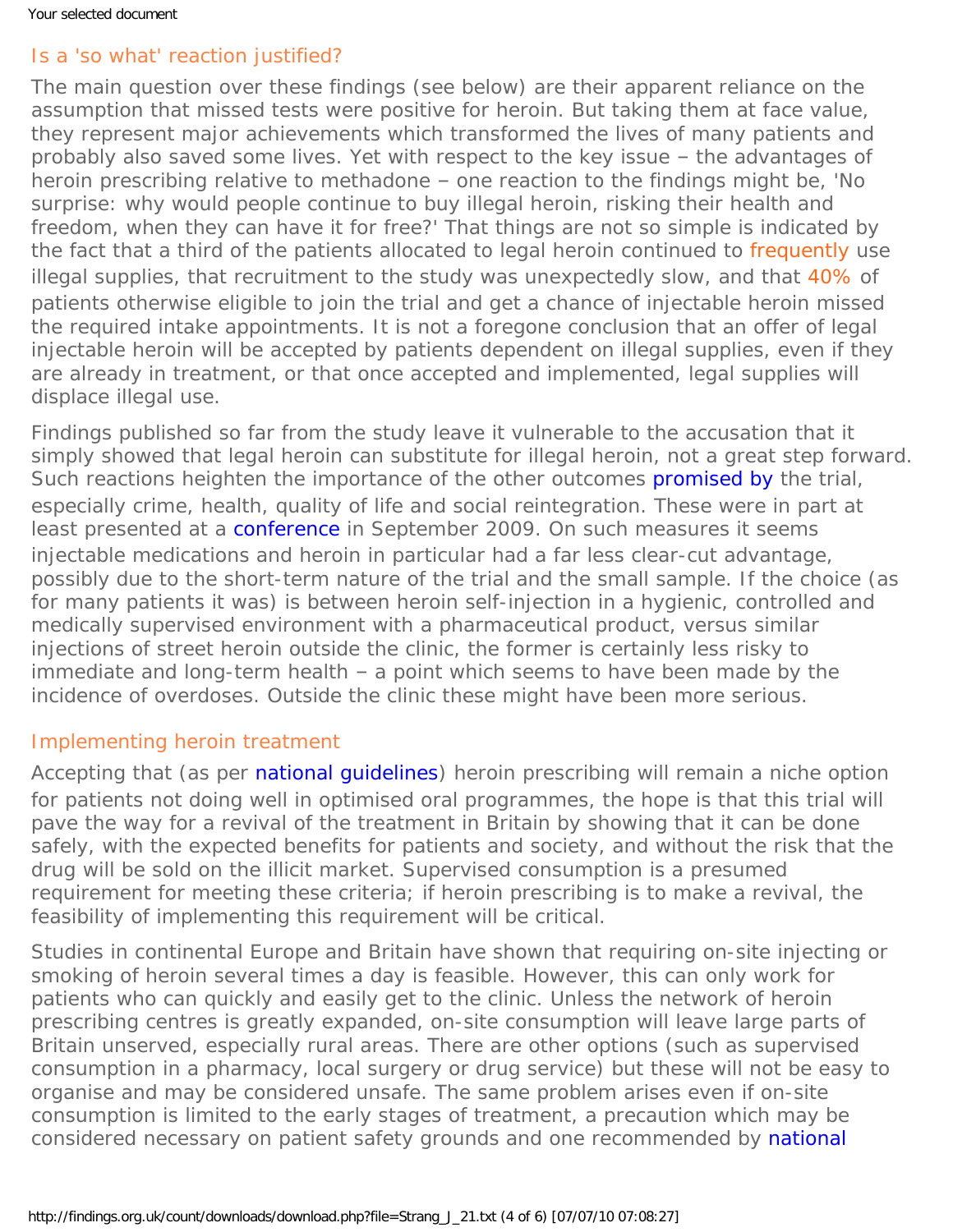## Is a 'so what' reaction justified?

The main question over these findings (see below) are their apparent reliance on the assumption that missed tests were positive for heroin. But taking them at face value, they represent major achievements which transformed the lives of many patients and probably also saved some lives. Yet with respect to the key issue – the advantages of heroin prescribing relative to methadone – one reaction to the findings might be, 'No surprise: why would people continue to buy illegal heroin, risking their health and freedom, when they can have it for free?' That things are not so simple is indicated by the fact that a third of the patients allocated to legal heroin continued to frequently use illegal supplies, that recruitment to the study was unexpectedly slow, and that 40% of patients otherwise eligible to join the trial and get a chance of injectable heroin missed the required intake appointments. It is not a foregone conclusion that an offer of legal injectable heroin will be accepted by patients dependent on illegal supplies, even if they are already in treatment, or that once accepted and implemented, legal supplies will displace illegal use.

Findings published so far from the study leave it vulnerable to the accusation that it simply showed that legal heroin can substitute for illegal heroin, not a great step forward. Such reactions heighten the importance of the other outcomes promised by the trial, especially crime, health, quality of life and social reintegration. These were in part at least presented at a conference in September 2009. On such measures it seems injectable medications and heroin in particular had a far less clear-cut advantage, possibly due to the short-term nature of the trial and the small sample. If the choice (as for many patients it was) is between heroin self-injection in a hygienic, controlled and medically supervised environment with a pharmaceutical product, versus similar injections of street heroin outside the clinic, the former is certainly less risky to immediate and long-term health – a point which seems to have been made by the incidence of overdoses. Outside the clinic these might have been more serious.

## Implementing heroin treatment

Accepting that (as per national guidelines) heroin prescribing will remain a niche option for patients not doing well in optimised oral programmes, the hope is that this trial will pave the way for a revival of the treatment in Britain by showing that it can be done safely, with the expected benefits for patients and society, and without the risk that the drug will be sold on the illicit market. Supervised consumption is a presumed requirement for meeting these criteria; if heroin prescribing is to make a revival, the feasibility of implementing this requirement will be critical.

Studies in continental Europe and Britain have shown that requiring on-site injecting or smoking of heroin several times a day is feasible. However, this can only work for patients who can quickly and easily get to the clinic. Unless the network of heroin prescribing centres is greatly expanded, on-site consumption will leave large parts of Britain unserved, especially rural areas. There are other options (such as supervised consumption in a pharmacy, local surgery or drug service) but these will not be easy to organise and may be considered unsafe. The same problem arises even if on-site consumption is limited to the early stages of treatment, a precaution which may be considered necessary on patient safety grounds and one recommended by national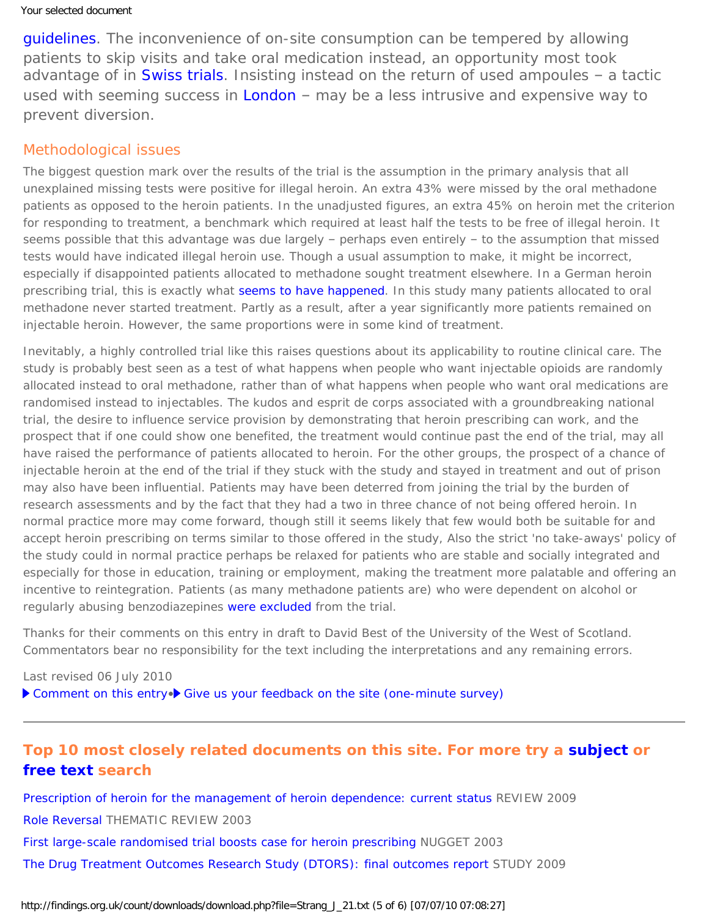guidelines. The inconvenience of on-site consumption can be tempered by allowing patients to skip visits and take oral medication instead, an opportunity most took advantage of in Swiss trials. Insisting instead on the return of used ampoules – a tactic used with seeming success in London – may be a less intrusive and expensive way to prevent diversion.

## Methodological issues

The biggest question mark over the results of the trial is the assumption in the primary analysis that all unexplained missing tests were positive for illegal heroin. An extra 43% were missed by the oral methadone patients as opposed to the heroin patients. In the unadjusted figures, an extra 45% on heroin met the criterion for responding to treatment, a benchmark which required at least half the tests to be free of illegal heroin. It seems possible that this advantage was due largely – perhaps even entirely – to the assumption that missed tests would have indicated illegal heroin use. Though a usual assumption to make, it might be incorrect, especially if disappointed patients allocated to methadone sought treatment elsewhere. In a German heroin prescribing trial, this is exactly what seems to have happened. In this study many patients allocated to oral methadone never started treatment. Partly as a result, after a year significantly more patients remained on injectable heroin. However, the same proportions were in some kind of treatment.

Inevitably, a highly controlled trial like this raises questions about its applicability to routine clinical care. The study is probably best seen as a test of what happens when people who want injectable opioids are randomly allocated instead to oral methadone, rather than of what happens when people who want oral medications are randomised instead to injectables. The kudos and esprit de corps associated with a groundbreaking national trial, the desire to influence service provision by demonstrating that heroin prescribing can work, and the prospect that if one could show one benefited, the treatment would continue past the end of the trial, may all have raised the performance of patients allocated to heroin. For the other groups, the prospect of a chance of injectable heroin at the end of the trial if they stuck with the study and stayed in treatment and out of prison may also have been influential. Patients may have been deterred from joining the trial by the burden of research assessments and by the fact that they had a two in three chance of not being offered heroin. In normal practice more may come forward, though still it seems likely that few would both be suitable for and accept heroin prescribing on terms similar to those offered in the study, Also the strict 'no take-aways' policy of the study could in normal practice perhaps be relaxed for patients who are stable and socially integrated and especially for those in education, training or employment, making the treatment more palatable and offering an incentive to reintegration. Patients (as many methadone patients are) who were dependent on alcohol or regularly abusing benzodiazepines were excluded from the trial.

Thanks for their comments on this entry in draft to David Best of the University of the West of Scotland. Commentators bear no responsibility for the text including the interpretations and any remaining errors.

Last revised 06 July 2010

▶ Comment on this entry • ▶ Give us your feedback on the site (one-minute survey)

---

## Top 10 most closely related documents on this site. For more try a subject or free text search

Prescription of heroin for the management of heroin dependence: current status REVIEW 2009

Role Reversal THEMATIC REVIEW 2003

First large-scale randomised trial boosts case for heroin prescribing NUGGET 2003

The Drug Treatment Outcomes Research Study (DTORS): final outcomes report STUDY 2009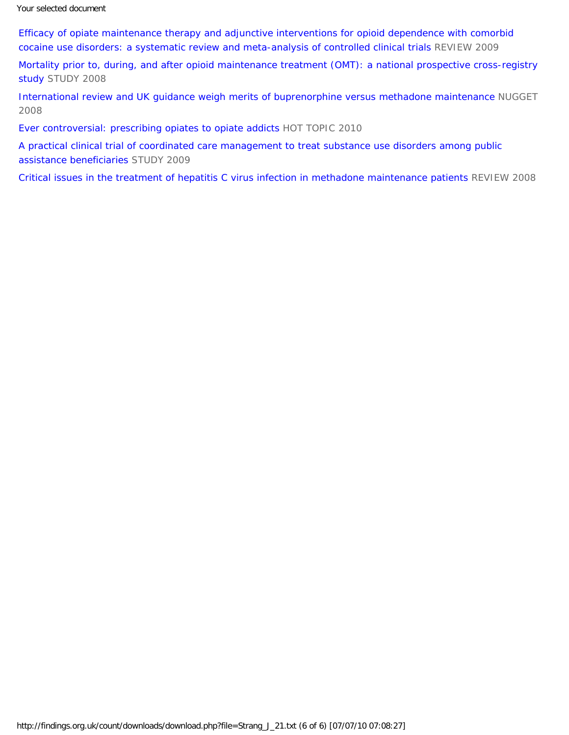Efficacy of opiate maintenance therapy and adjunctive interventions for opioid dependence with comorbid cocaine use disorders: a systematic review and meta-analysis of controlled clinical trials REVIEW 2009

Mortality prior to, during, and after opioid maintenance treatment (OMT): a national prospective cross-registry study STUDY 2008

International review and UK guidance weigh merits of buprenorphine versus methadone maintenance NUGGET 2008

Ever controversial: prescribing opiates to opiate addicts HOT TOPIC 2010

A practical clinical trial of coordinated care management to treat substance use disorders among public assistance beneficiaries STUDY 2009

Critical issues in the treatment of hepatitis C virus infection in methadone maintenance patients REVIEW 2008